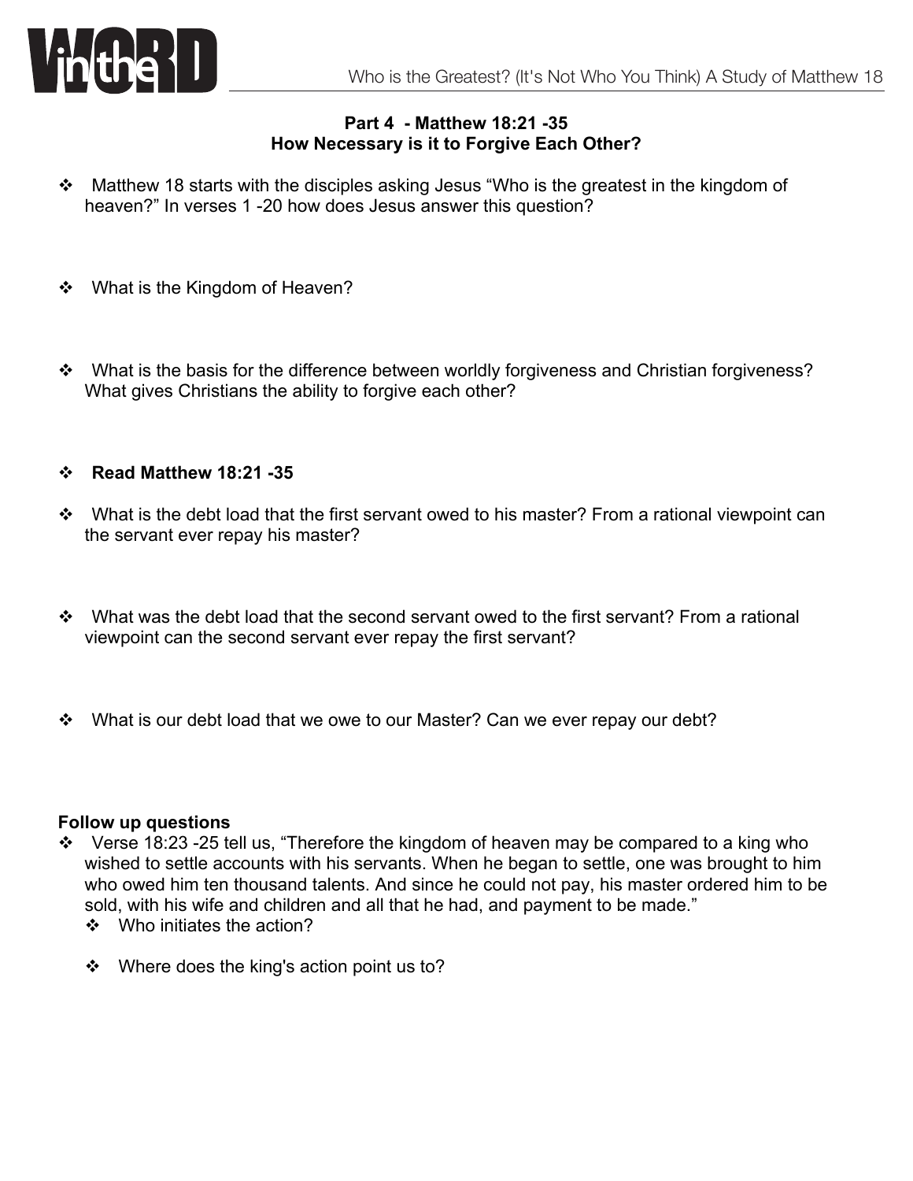## Part 4 - Matthew 18:21 -35
## How Necessary is it to Forgive Each Other?

- Matthew 18 starts with the disciples asking Jesus "Who is the greatest in the kingdom of heaven?" In verses 1 -20 how does Jesus answer this question?

- What is the Kingdom of Heaven?

- What is the basis for the difference between worldly forgiveness and Christian forgiveness? What gives Christians the ability to forgive each other?

- **Read Matthew 18:21 -35**

- What is the debt load that the first servant owed to his master? From a rational viewpoint can the servant ever repay his master?

- What was the debt load that the second servant owed to the first servant? From a rational viewpoint can the second servant ever repay the first servant?

- What is our debt load that we owe to our Master? Can we ever repay our debt?

**Follow up questions**

- Verse 18:23 -25 tell us, "Therefore the kingdom of heaven may be compared to a king who wished to settle accounts with his servants. When he began to settle, one was brought to him who owed him ten thousand talents. And since he could not pay, his master ordered him to be sold, with his wife and children and all that he had, and payment to be made."
  - Who initiates the action?
  - Where does the king's action point us to?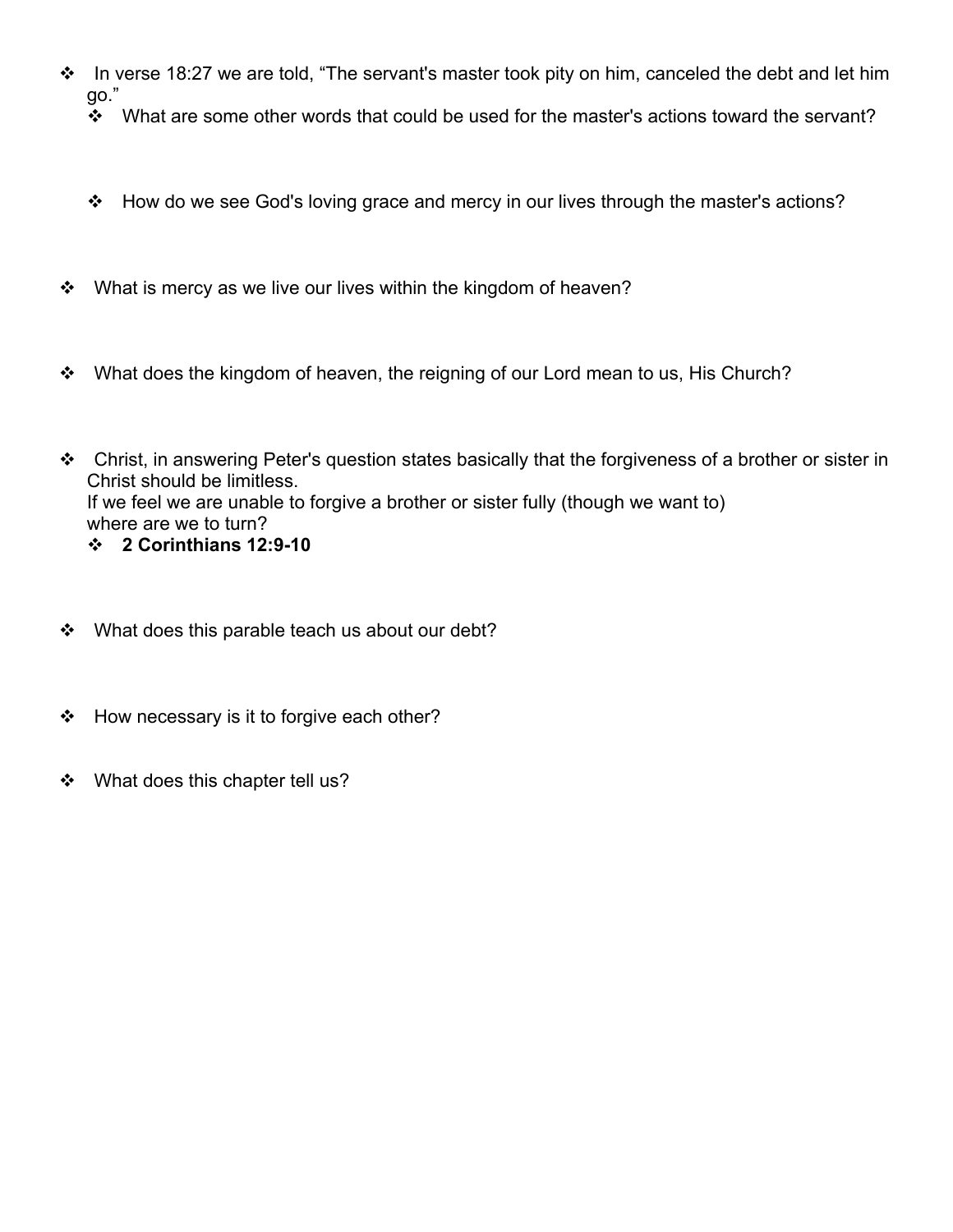- In verse 18:27 we are told, “The servant's master took pity on him, canceled the debt and let him go.”
  - What are some other words that could be used for the master's actions toward the servant?
  - How do we see God's loving grace and mercy in our lives through the master's actions?
- What is mercy as we live our lives within the kingdom of heaven?
- What does the kingdom of heaven, the reigning of our Lord mean to us, His Church?
- Christ, in answering Peter's question states basically that the forgiveness of a brother or sister in Christ should be limitless.
  If we feel we are unable to forgive a brother or sister fully (though we want to)
  where are we to turn?
  - **2 Corinthians 12:9-10**
- What does this parable teach us about our debt?
- How necessary is it to forgive each other?
- What does this chapter tell us?